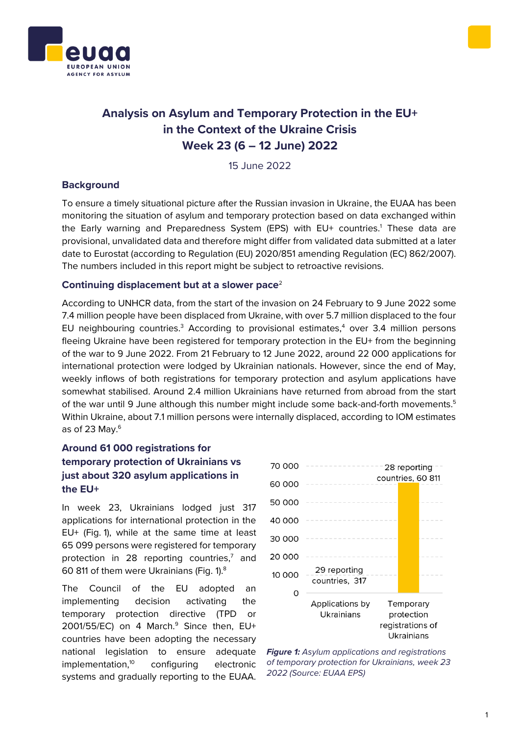# Analysis on Asylum and Temporary Protection in the EU+ in the Context of the Ukraine Crisis
# Week 23 (6 – 12 June) 2022

15 June 2022

## Background

To ensure a timely situational picture after the Russian invasion in Ukraine, the EUAA has been monitoring the situation of asylum and temporary protection based on data exchanged within the Early warning and Preparedness System (EPS) with EU+ countries.[1] These data are provisional, unvalidated data and therefore might differ from validated data submitted at a later date to Eurostat (according to Regulation (EU) 2020/851 amending Regulation (EC) 862/2007). The numbers included in this report might be subject to retroactive revisions.

## Continuing displacement but at a slower pace[2]

According to UNHCR data, from the start of the invasion on 24 February to 9 June 2022 some 7.4 million people have been displaced from Ukraine, with over 5.7 million displaced to the four EU neighbouring countries.[3] According to provisional estimates,[4] over 3.4 million persons fleeing Ukraine have been registered for temporary protection in the EU+ from the beginning of the war to 9 June 2022. From 21 February to 12 June 2022, around 22 000 applications for international protection were lodged by Ukrainian nationals. However, since the end of May, weekly inflows of both registrations for temporary protection and asylum applications have somewhat stabilised. Around 2.4 million Ukrainians have returned from abroad from the start of the war until 9 June although this number might include some back-and-forth movements.[5] Within Ukraine, about 7.1 million persons were internally displaced, according to IOM estimates as of 23 May.[6]

## Around 61 000 registrations for temporary protection of Ukrainians vs just about 320 asylum applications in the EU+

In week 23, Ukrainians lodged just 317 applications for international protection in the EU+ (Fig. 1), while at the same time at least 65 099 persons were registered for temporary protection in 28 reporting countries,[7] and 60 811 of them were Ukrainians (Fig. 1).[8]

| | Applications by Ukrainians | Temporary protection registrations of Ukrainians |
|---|---|---|
| Reporting countries | 29 | 28 |
| Value | 317 | 60 811 |

*Figure 1: Asylum applications and registrations of temporary protection for Ukrainians, week 23 2022 (Source: EUAA EPS)*

The Council of the EU adopted an implementing decision activating the temporary protection directive (TPD or 2001/55/EC) on 4 March.[9] Since then, EU+ countries have been adopting the necessary national legislation to ensure adequate implementation,[10] configuring electronic systems and gradually reporting to the EUAA.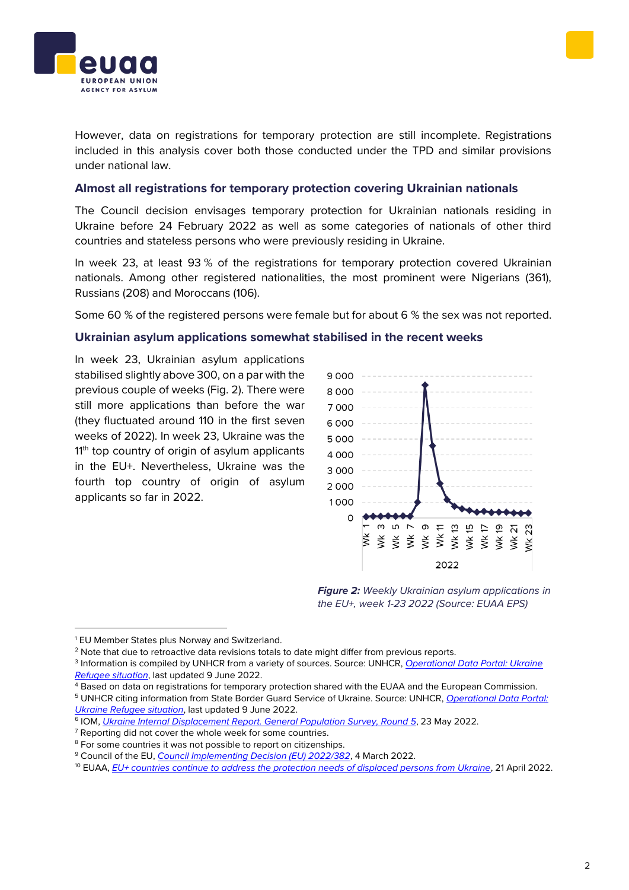However, data on registrations for temporary protection are still incomplete. Registrations included in this analysis cover both those conducted under the TPD and similar provisions under national law.

### Almost all registrations for temporary protection covering Ukrainian nationals

The Council decision envisages temporary protection for Ukrainian nationals residing in Ukraine before 24 February 2022 as well as some categories of nationals of other third countries and stateless persons who were previously residing in Ukraine.

In week 23, at least 93 % of the registrations for temporary protection covered Ukrainian nationals. Among other registered nationalities, the most prominent were Nigerians (361), Russians (208) and Moroccans (106).

Some 60 % of the registered persons were female but for about 6 % the sex was not reported.

### Ukrainian asylum applications somewhat stabilised in the recent weeks

In week 23, Ukrainian asylum applications stabilised slightly above 300, on a par with the previous couple of weeks (Fig. 2). There were still more applications than before the war (they fluctuated around 110 in the first seven weeks of 2022). In week 23, Ukraine was the 11th top country of origin of asylum applicants in the EU+. Nevertheless, Ukraine was the fourth top country of origin of asylum applicants so far in 2022.

9 000
8 000
7 000
6 000
5 000
4 000
3 000
2 000
1 000
0

Wk 1
Wk 3
Wk 5
Wk 7
Wk 9
Wk 11
Wk 13
Wk 15
Wk 17
Wk 19
Wk 21
Wk 23

2022

***Figure 2:*** *Weekly Ukrainian asylum applications in the EU+, week 1-23 2022 (Source: EUAA EPS)*

---

[1] EU Member States plus Norway and Switzerland.

[2] Note that due to retroactive data revisions totals to date might differ from previous reports.

[3] Information is compiled by UNHCR from a variety of sources. Source: UNHCR, *Operational Data Portal: Ukraine Refugee situation*, last updated 9 June 2022.

[4] Based on data on registrations for temporary protection shared with the EUAA and the European Commission.

[5] UNHCR citing information from State Border Guard Service of Ukraine. Source: UNHCR, *Operational Data Portal: Ukraine Refugee situation*, last updated 9 June 2022.

[6] IOM, *Ukraine Internal Displacement Report. General Population Survey, Round 5*, 23 May 2022.

[7] Reporting did not cover the whole week for some countries.

[8] For some countries it was not possible to report on citizenships.

[9] Council of the EU, *Council Implementing Decision (EU) 2022/382*, 4 March 2022.

[10] EUAA, *EU+ countries continue to address the protection needs of displaced persons from Ukraine*, 21 April 2022.